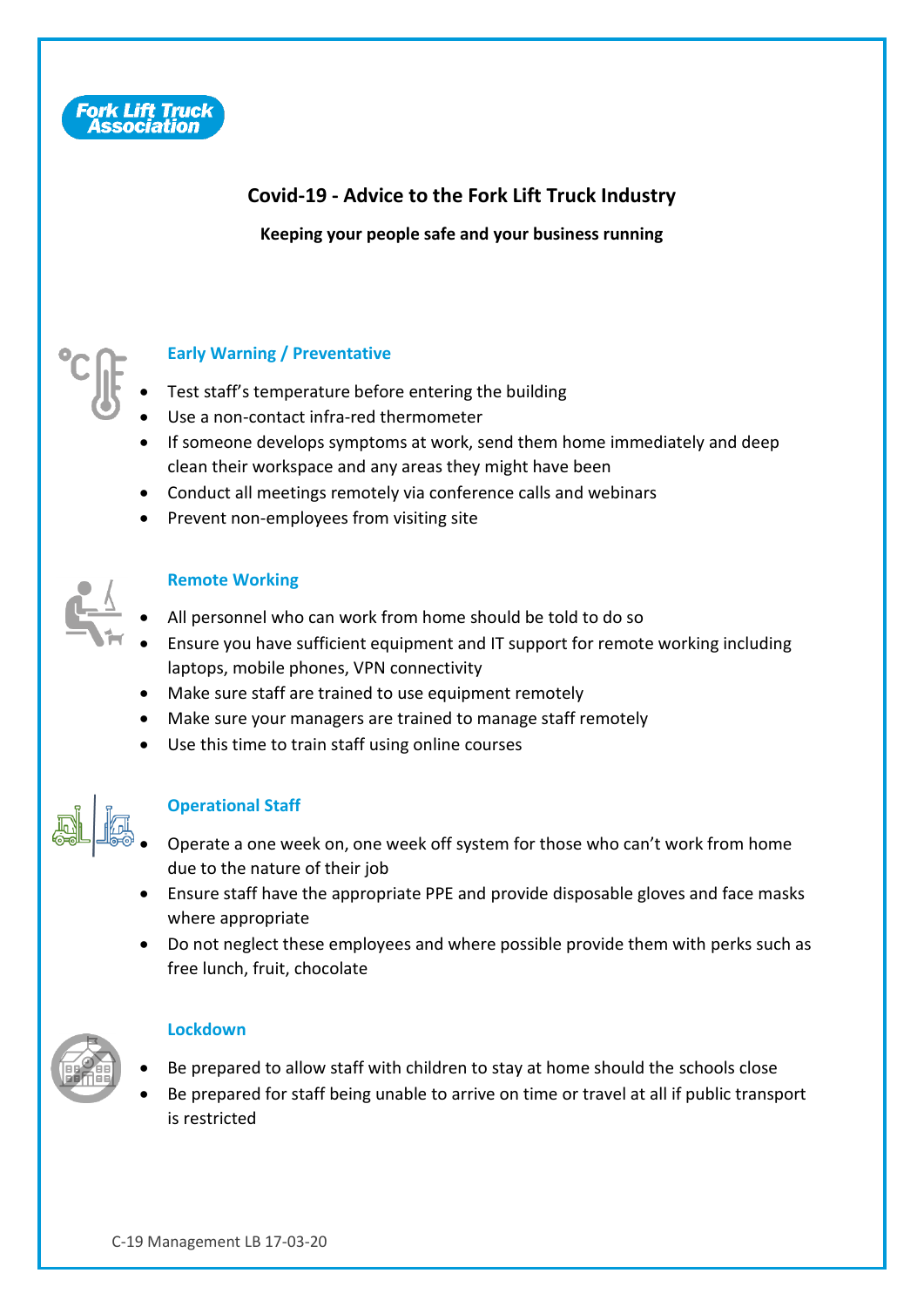Fork Lift Truck Association

# Covid-19 - Advice to the Fork Lift Truck Industry

**Keeping your people safe and your business running**

## Early Warning / Preventative

- Test staff's temperature before entering the building
- Use a non-contact infra-red thermometer
- If someone develops symptoms at work, send them home immediately and deep clean their workspace and any areas they might have been
- Conduct all meetings remotely via conference calls and webinars
- Prevent non-employees from visiting site

## Remote Working

- All personnel who can work from home should be told to do so
- Ensure you have sufficient equipment and IT support for remote working including laptops, mobile phones, VPN connectivity
- Make sure staff are trained to use equipment remotely
- Make sure your managers are trained to manage staff remotely
- Use this time to train staff using online courses

## Operational Staff

- Operate a one week on, one week off system for those who can't work from home due to the nature of their job
- Ensure staff have the appropriate PPE and provide disposable gloves and face masks where appropriate
- Do not neglect these employees and where possible provide them with perks such as free lunch, fruit, chocolate

## Lockdown

- Be prepared to allow staff with children to stay at home should the schools close
- Be prepared for staff being unable to arrive on time or travel at all if public transport is restricted

C-19 Management LB 17-03-20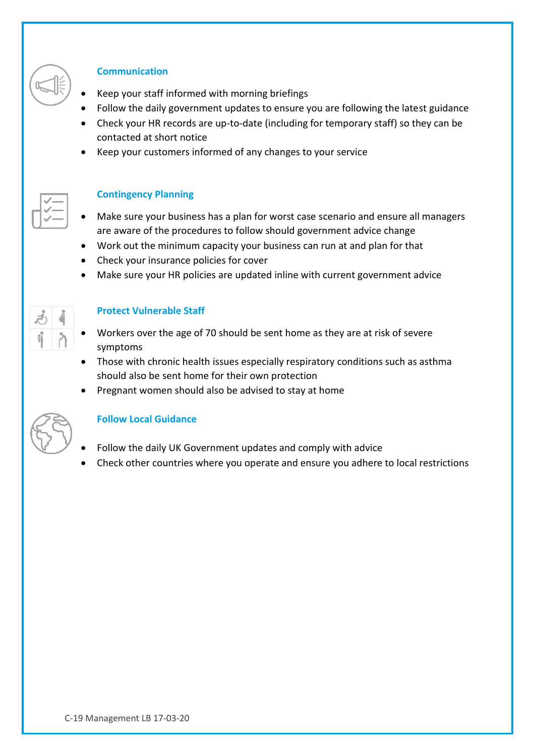### Communication

- Keep your staff informed with morning briefings
- Follow the daily government updates to ensure you are following the latest guidance
- Check your HR records are up-to-date (including for temporary staff) so they can be contacted at short notice
- Keep your customers informed of any changes to your service

### Contingency Planning

- Make sure your business has a plan for worst case scenario and ensure all managers are aware of the procedures to follow should government advice change
- Work out the minimum capacity your business can run at and plan for that
- Check your insurance policies for cover
- Make sure your HR policies are updated inline with current government advice

### Protect Vulnerable Staff

- Workers over the age of 70 should be sent home as they are at risk of severe symptoms
- Those with chronic health issues especially respiratory conditions such as asthma should also be sent home for their own protection
- Pregnant women should also be advised to stay at home

### Follow Local Guidance

- Follow the daily UK Government updates and comply with advice
- Check other countries where you operate and ensure you adhere to local restrictions